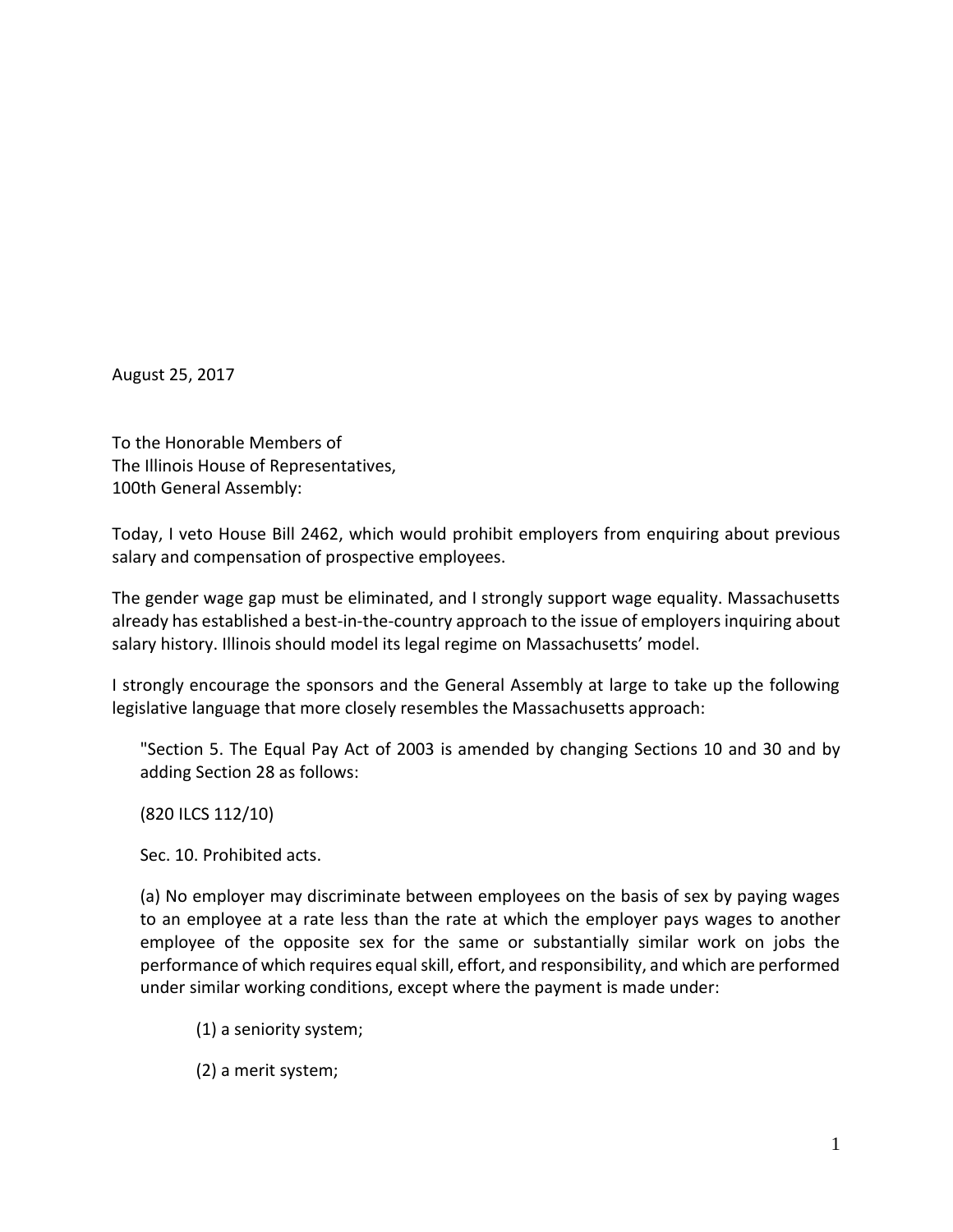August 25, 2017

To the Honorable Members of
The Illinois House of Representatives,
100th General Assembly:

Today, I veto House Bill 2462, which would prohibit employers from enquiring about previous salary and compensation of prospective employees.

The gender wage gap must be eliminated, and I strongly support wage equality. Massachusetts already has established a best-in-the-country approach to the issue of employers inquiring about salary history. Illinois should model its legal regime on Massachusetts' model.

I strongly encourage the sponsors and the General Assembly at large to take up the following legislative language that more closely resembles the Massachusetts approach:

> "Section 5. The Equal Pay Act of 2003 is amended by changing Sections 10 and 30 and by adding Section 28 as follows:
>
> (820 ILCS 112/10)
>
> Sec. 10. Prohibited acts.
>
> (a) No employer may discriminate between employees on the basis of sex by paying wages to an employee at a rate less than the rate at which the employer pays wages to another employee of the opposite sex for the same or substantially similar work on jobs the performance of which requires equal skill, effort, and responsibility, and which are performed under similar working conditions, except where the payment is made under:
>
> > (1) a seniority system;
> >
> > (2) a merit system;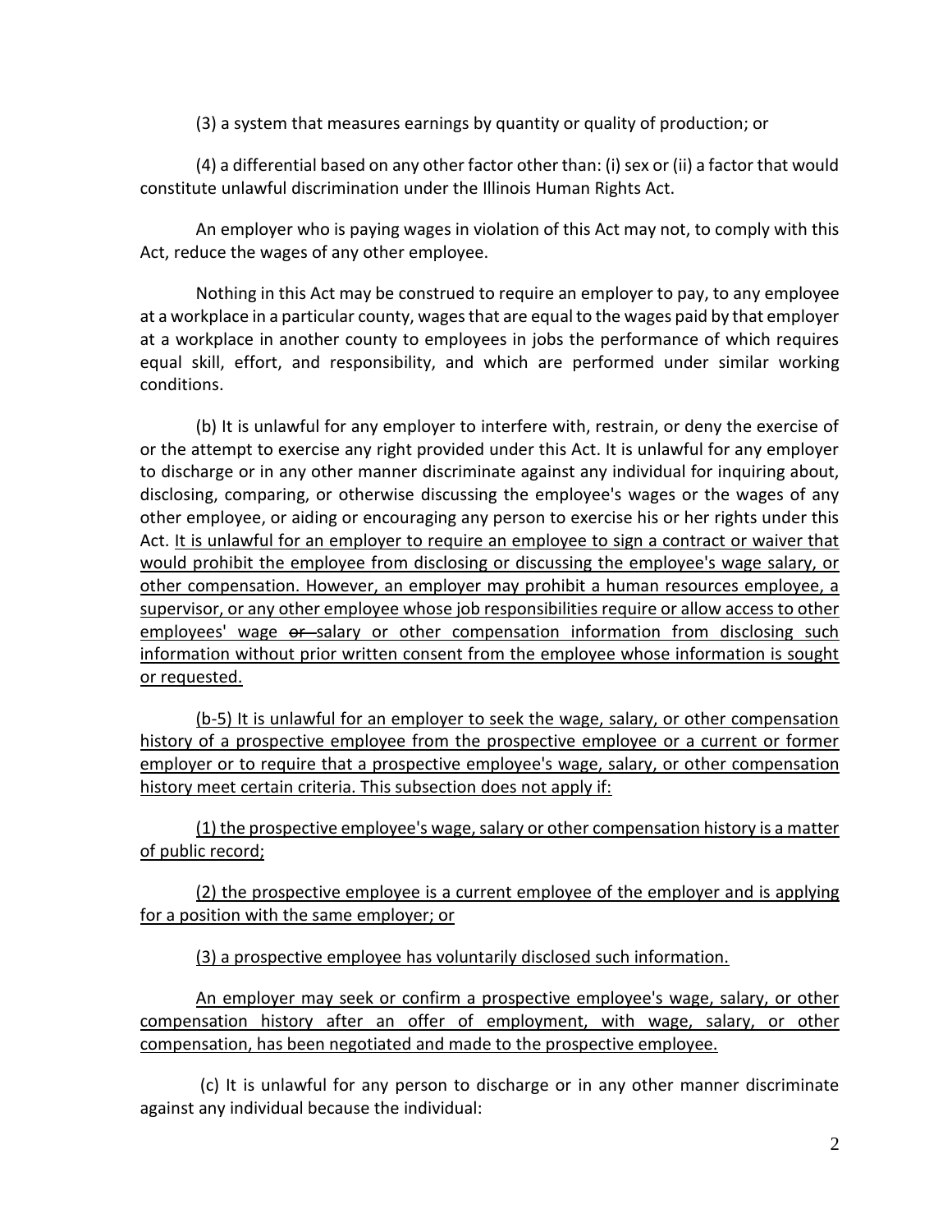(3) a system that measures earnings by quantity or quality of production; or

(4) a differential based on any other factor other than: (i) sex or (ii) a factor that would constitute unlawful discrimination under the Illinois Human Rights Act.

An employer who is paying wages in violation of this Act may not, to comply with this Act, reduce the wages of any other employee.

Nothing in this Act may be construed to require an employer to pay, to any employee at a workplace in a particular county, wages that are equal to the wages paid by that employer at a workplace in another county to employees in jobs the performance of which requires equal skill, effort, and responsibility, and which are performed under similar working conditions.

(b) It is unlawful for any employer to interfere with, restrain, or deny the exercise of or the attempt to exercise any right provided under this Act. It is unlawful for any employer to discharge or in any other manner discriminate against any individual for inquiring about, disclosing, comparing, or otherwise discussing the employee's wages or the wages of any other employee, or aiding or encouraging any person to exercise his or her rights under this Act. <u>It is unlawful for an employer to require an employee to sign a contract or waiver that would prohibit the employee from disclosing or discussing the employee's wage salary, or other compensation. However, an employer may prohibit a human resources employee, a supervisor, or any other employee whose job responsibilities require or allow access to other employees' wage ~~or~~ salary or other compensation information from disclosing such information without prior written consent from the employee whose information is sought or requested.</u>

<u>(b-5) It is unlawful for an employer to seek the wage, salary, or other compensation history of a prospective employee from the prospective employee or a current or former employer or to require that a prospective employee's wage, salary, or other compensation history meet certain criteria. This subsection does not apply if:</u>

<u>(1) the prospective employee's wage, salary or other compensation history is a matter of public record;</u>

<u>(2) the prospective employee is a current employee of the employer and is applying for a position with the same employer; or</u>

<u>(3) a prospective employee has voluntarily disclosed such information.</u>

<u>An employer may seek or confirm a prospective employee's wage, salary, or other compensation history after an offer of employment, with wage, salary, or other compensation, has been negotiated and made to the prospective employee.</u>

(c) It is unlawful for any person to discharge or in any other manner discriminate against any individual because the individual: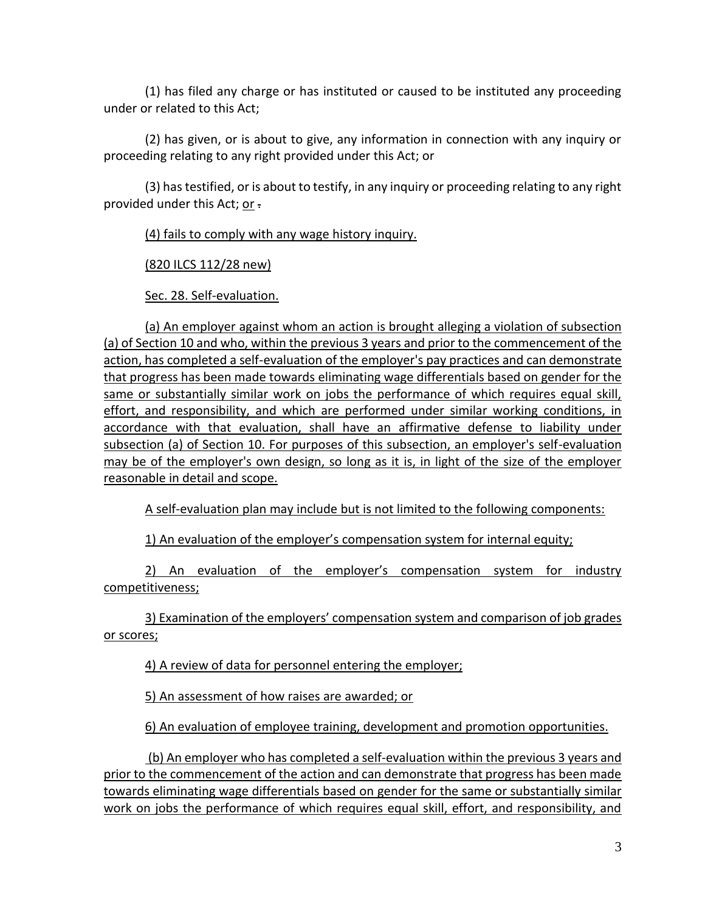(1) has filed any charge or has instituted or caused to be instituted any proceeding under or related to this Act;

(2) has given, or is about to give, any information in connection with any inquiry or proceeding relating to any right provided under this Act; or

(3) has testified, or is about to testify, in any inquiry or proceeding relating to any right provided under this Act; or .

(4) fails to comply with any wage history inquiry.

(820 ILCS 112/28 new)

Sec. 28. Self-evaluation.

(a) An employer against whom an action is brought alleging a violation of subsection (a) of Section 10 and who, within the previous 3 years and prior to the commencement of the action, has completed a self-evaluation of the employer's pay practices and can demonstrate that progress has been made towards eliminating wage differentials based on gender for the same or substantially similar work on jobs the performance of which requires equal skill, effort, and responsibility, and which are performed under similar working conditions, in accordance with that evaluation, shall have an affirmative defense to liability under subsection (a) of Section 10. For purposes of this subsection, an employer's self-evaluation may be of the employer's own design, so long as it is, in light of the size of the employer reasonable in detail and scope.

A self-evaluation plan may include but is not limited to the following components:

1) An evaluation of the employer's compensation system for internal equity;

2) An evaluation of the employer's compensation system for industry competitiveness;

3) Examination of the employers' compensation system and comparison of job grades or scores;

4) A review of data for personnel entering the employer;

5) An assessment of how raises are awarded; or

6) An evaluation of employee training, development and promotion opportunities.

(b) An employer who has completed a self-evaluation within the previous 3 years and prior to the commencement of the action and can demonstrate that progress has been made towards eliminating wage differentials based on gender for the same or substantially similar work on jobs the performance of which requires equal skill, effort, and responsibility, and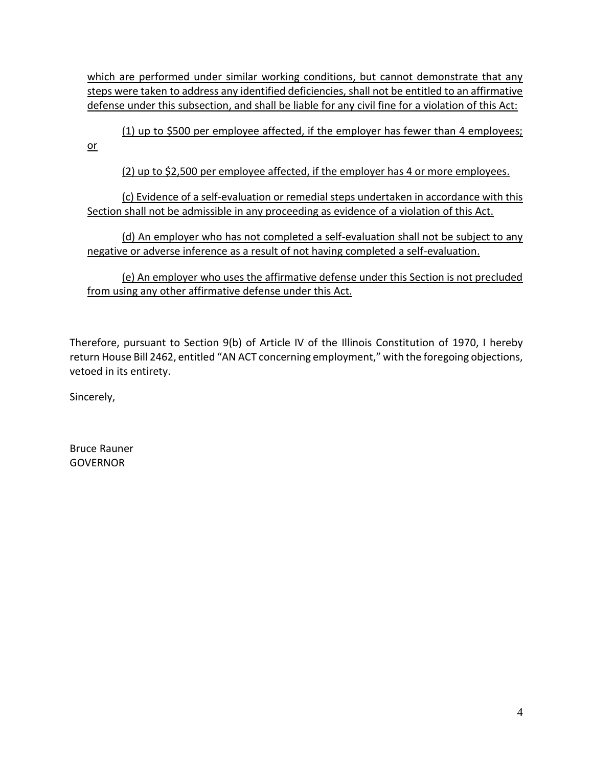which are performed under similar working conditions, but cannot demonstrate that any steps were taken to address any identified deficiencies, shall not be entitled to an affirmative defense under this subsection, and shall be liable for any civil fine for a violation of this Act:

(1) up to $500 per employee affected, if the employer has fewer than 4 employees; or

(2) up to $2,500 per employee affected, if the employer has 4 or more employees.

(c) Evidence of a self-evaluation or remedial steps undertaken in accordance with this Section shall not be admissible in any proceeding as evidence of a violation of this Act.

(d) An employer who has not completed a self-evaluation shall not be subject to any negative or adverse inference as a result of not having completed a self-evaluation.

(e) An employer who uses the affirmative defense under this Section is not precluded from using any other affirmative defense under this Act.

Therefore, pursuant to Section 9(b) of Article IV of the Illinois Constitution of 1970, I hereby return House Bill 2462, entitled "AN ACT concerning employment," with the foregoing objections, vetoed in its entirety.

Sincerely,

Bruce Rauner
GOVERNOR